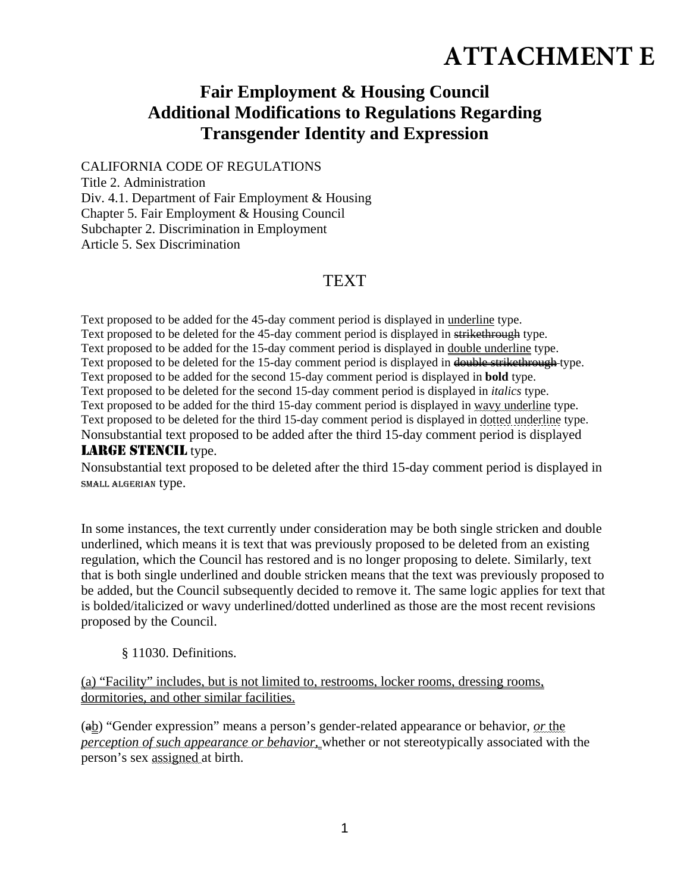# ATTACHMENT E

## Fair Employment & Housing Council
## Additional Modifications to Regulations Regarding Transgender Identity and Expression

CALIFORNIA CODE OF REGULATIONS
Title 2. Administration
Div. 4.1. Department of Fair Employment & Housing
Chapter 5. Fair Employment & Housing Council
Subchapter 2. Discrimination in Employment
Article 5. Sex Discrimination

### TEXT

Text proposed to be added for the 45-day comment period is displayed in <u>underline</u> type.
Text proposed to be deleted for the 45-day comment period is displayed in ~~strikethrough~~ type.
Text proposed to be added for the 15-day comment period is displayed in <u>double underline</u> type.
Text proposed to be deleted for the 15-day comment period is displayed in ~~double strikethrough~~ type.
Text proposed to be added for the second 15-day comment period is displayed in **bold** type.
Text proposed to be deleted for the second 15-day comment period is displayed in *italics* type.
Text proposed to be added for the third 15-day comment period is displayed in <u>wavy underline</u> type.
Text proposed to be deleted for the third 15-day comment period is displayed in <u>dotted underline</u> type.
Nonsubstantial text proposed to be added after the third 15-day comment period is displayed LARGE STENCIL type.
Nonsubstantial text proposed to be deleted after the third 15-day comment period is displayed in SMALL ALGERIAN type.

In some instances, the text currently under consideration may be both single stricken and double underlined, which means it is text that was previously proposed to be deleted from an existing regulation, which the Council has restored and is no longer proposing to delete. Similarly, text that is both single underlined and double stricken means that the text was previously proposed to be added, but the Council subsequently decided to remove it. The same logic applies for text that is bolded/italicized or wavy underlined/dotted underlined as those are the most recent revisions proposed by the Council.

§ 11030. Definitions.

<u>(a) "Facility" includes, but is not limited to, restrooms, locker rooms, dressing rooms, dormitories, and other similar facilities.</u>

(~~a~~<u>b</u>) "Gender expression" means a person's gender-related appearance or behavior, <u>*or* the *perception of such appearance or behavior,*</u> whether or not stereotypically associated with the person's sex <u>assigned</u> at birth.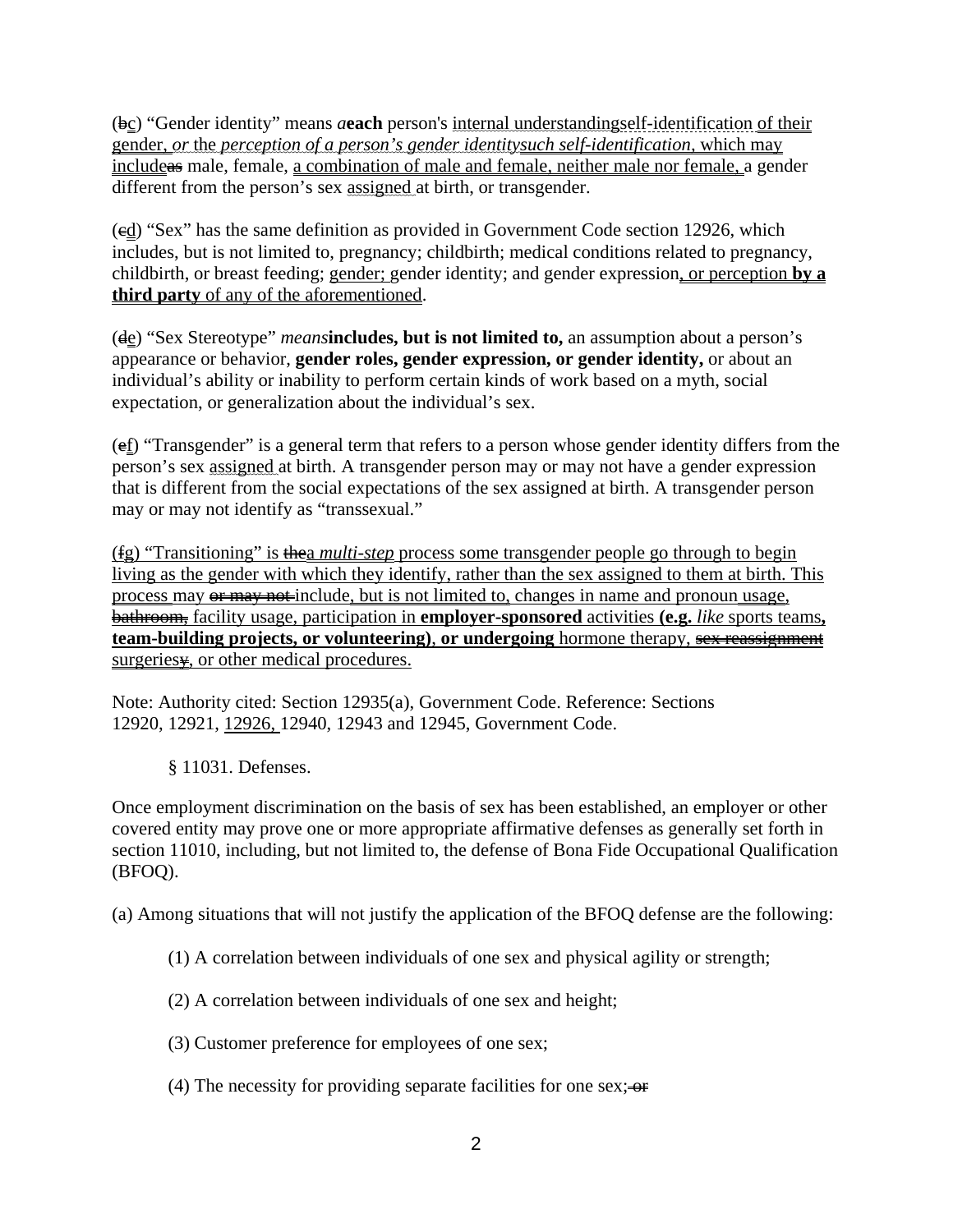(~~b~~c) “Gender identity” means *a***each** person's internal understandingself-identification of their gender, *or* the *perception of a person’s gender identitysuch self-identification*, which may include~~as~~ male, female, a combination of male and female, neither male nor female, a gender different from the person’s sex assigned at birth, or transgender.

(~~c~~d) “Sex” has the same definition as provided in Government Code section 12926, which includes, but is not limited to, pregnancy; childbirth; medical conditions related to pregnancy, childbirth, or breast feeding; gender; gender identity; and gender expression, or perception **by a third party** of any of the aforementioned.

(~~d~~e) “Sex Stereotype” *means***includes, but is not limited to,** an assumption about a person’s appearance or behavior, **gender roles, gender expression, or gender identity,** or about an individual’s ability or inability to perform certain kinds of work based on a myth, social expectation, or generalization about the individual’s sex.

(~~e~~f) “Transgender” is a general term that refers to a person whose gender identity differs from the person’s sex assigned at birth. A transgender person may or may not have a gender expression that is different from the social expectations of the sex assigned at birth. A transgender person may or may not identify as “transsexual.”

(~~f~~g) “Transitioning” is ~~the~~a *multi-step* process some transgender people go through to begin living as the gender with which they identify, rather than the sex assigned to them at birth. This process may ~~or may not~~ include, but is not limited to, changes in name and pronoun usage, ~~bathroom,~~ facility usage, participation in **employer-sponsored** activities **(e.g.** *like* sports teams**, team-building projects, or volunteering)**, **or undergoing** hormone therapy, ~~sex reassignment~~ surgeries~~y~~, or other medical procedures.

Note: Authority cited: Section 12935(a), Government Code. Reference: Sections 12920, 12921, 12926, 12940, 12943 and 12945, Government Code.

§ 11031. Defenses.

Once employment discrimination on the basis of sex has been established, an employer or other covered entity may prove one or more appropriate affirmative defenses as generally set forth in section 11010, including, but not limited to, the defense of Bona Fide Occupational Qualification (BFOQ).

(a) Among situations that will not justify the application of the BFOQ defense are the following:

(1) A correlation between individuals of one sex and physical agility or strength;

(2) A correlation between individuals of one sex and height;

(3) Customer preference for employees of one sex;

(4) The necessity for providing separate facilities for one sex;~~ or~~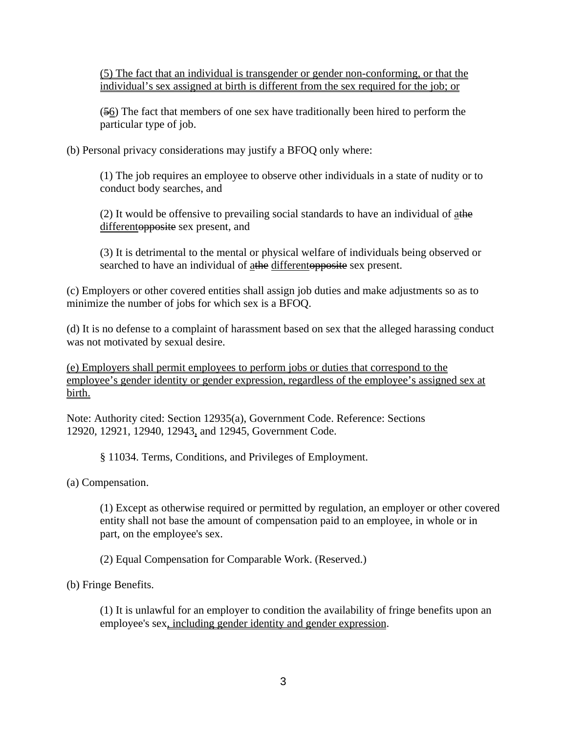(5) The fact that an individual is transgender or gender non-conforming, or that the individual's sex assigned at birth is different from the sex required for the job; or

(~~5~~6) The fact that members of one sex have traditionally been hired to perform the particular type of job.

(b) Personal privacy considerations may justify a BFOQ only where:

(1) The job requires an employee to observe other individuals in a state of nudity or to conduct body searches, and

(2) It would be offensive to prevailing social standards to have an individual of a~~the~~ different~~opposite~~ sex present, and

(3) It is detrimental to the mental or physical welfare of individuals being observed or searched to have an individual of a~~the~~ different~~opposite~~ sex present.

(c) Employers or other covered entities shall assign job duties and make adjustments so as to minimize the number of jobs for which sex is a BFOQ.

(d) It is no defense to a complaint of harassment based on sex that the alleged harassing conduct was not motivated by sexual desire.

(e) Employers shall permit employees to perform jobs or duties that correspond to the employee's gender identity or gender expression, regardless of the employee's assigned sex at birth.

Note: Authority cited: Section 12935(a), Government Code. Reference: Sections 12920, 12921, 12940, 12943, and 12945, Government Code.

§ 11034. Terms, Conditions, and Privileges of Employment.

(a) Compensation.

(1) Except as otherwise required or permitted by regulation, an employer or other covered entity shall not base the amount of compensation paid to an employee, in whole or in part, on the employee's sex.

(2) Equal Compensation for Comparable Work. (Reserved.)

(b) Fringe Benefits.

(1) It is unlawful for an employer to condition the availability of fringe benefits upon an employee's sex, including gender identity and gender expression.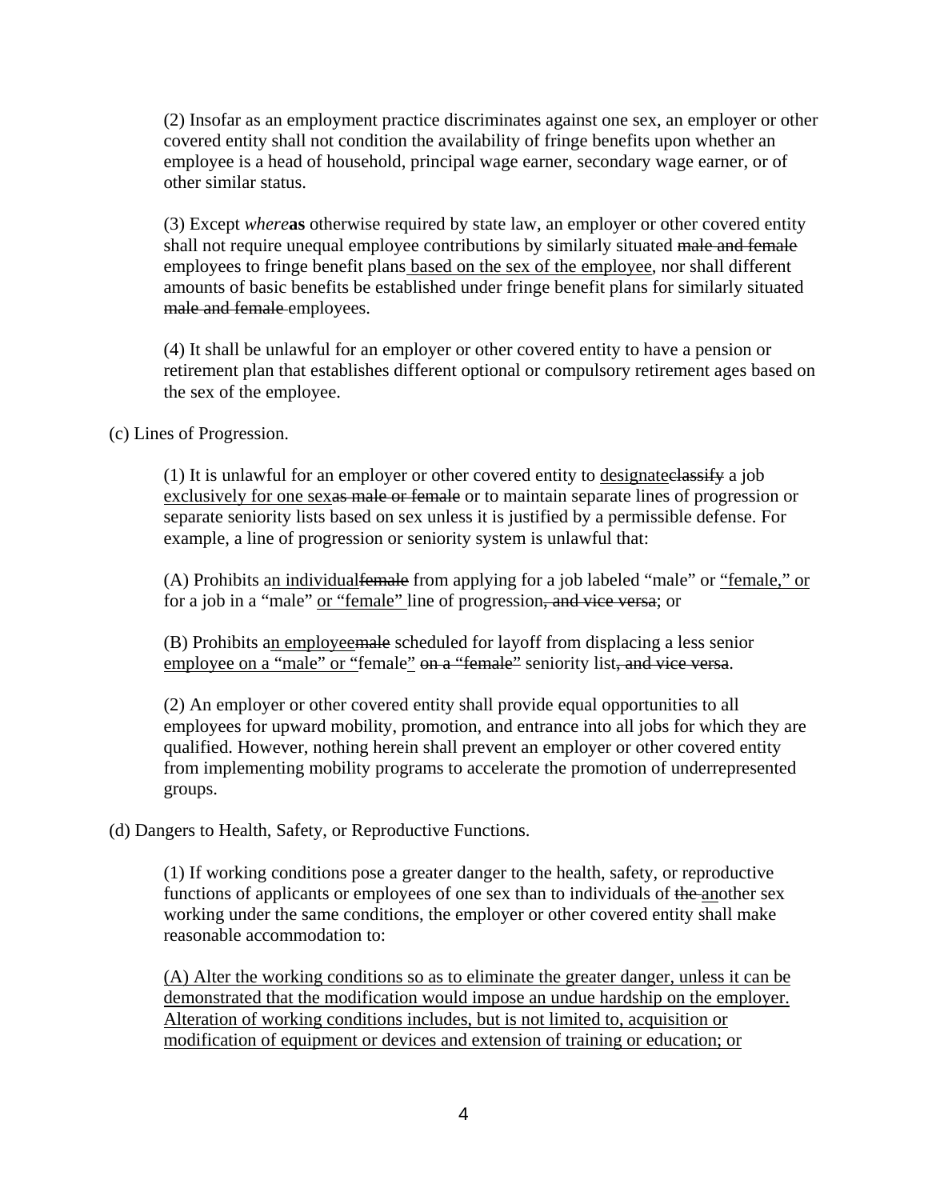(2) Insofar as an employment practice discriminates against one sex, an employer or other covered entity shall not condition the availability of fringe benefits upon whether an employee is a head of household, principal wage earner, secondary wage earner, or of other similar status.

(3) Except *where***as** otherwise required by state law, an employer or other covered entity shall not require unequal employee contributions by similarly situated ~~male and female~~ employees to fringe benefit plans <u>based on the sex of the employee</u>, nor shall different amounts of basic benefits be established under fringe benefit plans for similarly situated ~~male and female~~ employees.

(4) It shall be unlawful for an employer or other covered entity to have a pension or retirement plan that establishes different optional or compulsory retirement ages based on the sex of the employee.

(c) Lines of Progression.

(1) It is unlawful for an employer or other covered entity to <u>designate</u>~~classify~~ a job <u>exclusively for one sex</u>~~as male or female~~ or to maintain separate lines of progression or separate seniority lists based on sex unless it is justified by a permissible defense. For example, a line of progression or seniority system is unlawful that:

(A) Prohibits a<u>n individual</u>~~female~~ from applying for a job labeled "male" or <u>"female," or</u> for a job in a "male" <u>or "female"</u> line of progression~~, and vice versa~~; or

(B) Prohibits a<u>n employee</u>~~male~~ scheduled for layoff from displacing a less senior <u>employee on a "male" or "</u>female<u>"</u> ~~on a "female"~~ seniority list~~, and vice versa~~.

(2) An employer or other covered entity shall provide equal opportunities to all employees for upward mobility, promotion, and entrance into all jobs for which they are qualified. However, nothing herein shall prevent an employer or other covered entity from implementing mobility programs to accelerate the promotion of underrepresented groups.

(d) Dangers to Health, Safety, or Reproductive Functions.

(1) If working conditions pose a greater danger to the health, safety, or reproductive functions of applicants or employees of one sex than to individuals of ~~the~~ <u>an</u>other sex working under the same conditions, the employer or other covered entity shall make reasonable accommodation to:

<u>(A) Alter the working conditions so as to eliminate the greater danger, unless it can be demonstrated that the modification would impose an undue hardship on the employer. Alteration of working conditions includes, but is not limited to, acquisition or modification of equipment or devices and extension of training or education; or</u>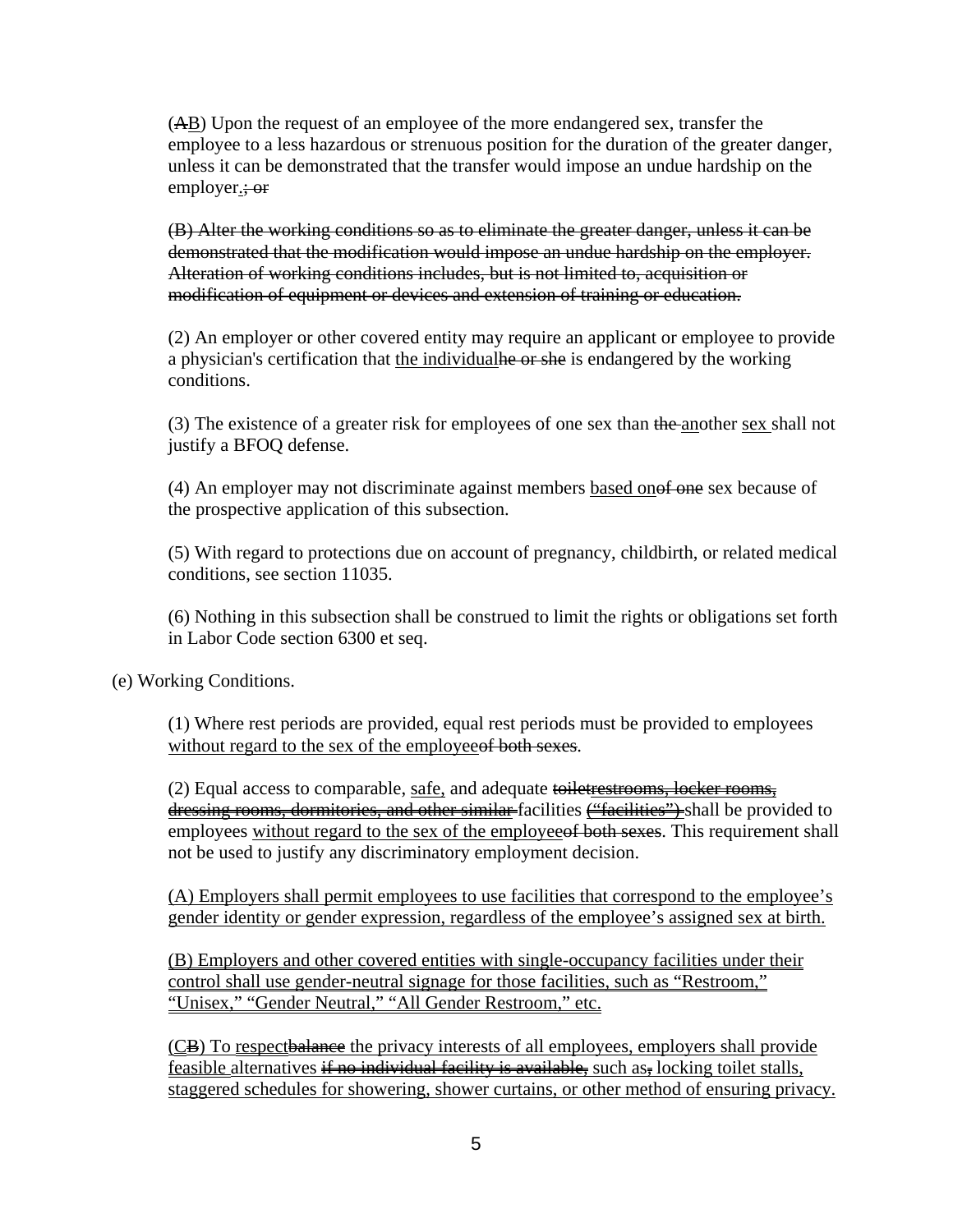(~~A~~<u>B</u>) Upon the request of an employee of the more endangered sex, transfer the employee to a less hazardous or strenuous position for the duration of the greater danger, unless it can be demonstrated that the transfer would impose an undue hardship on the employer<u>.</u>~~; or~~

~~(B) Alter the working conditions so as to eliminate the greater danger, unless it can be demonstrated that the modification would impose an undue hardship on the employer. Alteration of working conditions includes, but is not limited to, acquisition or modification of equipment or devices and extension of training or education.~~

(2) An employer or other covered entity may require an applicant or employee to provide a physician's certification that <u>the individual</u>~~he or she~~ is endangered by the working conditions.

(3) The existence of a greater risk for employees of one sex than ~~the~~ <u>an</u>other <u>sex</u> shall not justify a BFOQ defense.

(4) An employer may not discriminate against members <u>based on</u>~~of one~~ sex because of the prospective application of this subsection.

(5) With regard to protections due on account of pregnancy, childbirth, or related medical conditions, see section 11035.

(6) Nothing in this subsection shall be construed to limit the rights or obligations set forth in Labor Code section 6300 et seq.

(e) Working Conditions.

(1) Where rest periods are provided, equal rest periods must be provided to employees <u>without regard to the sex of the employee</u>~~of both sexes~~.

(2) Equal access to comparable, <u>safe,</u> and adequate ~~toilet~~~~<u>restrooms, locker rooms, dressing rooms, dormitories, and other similar</u>~~ facilities ~~<u>("facilities")</u>~~ shall be provided to employees <u>without regard to the sex of the employee</u>~~of both sexes~~. This requirement shall not be used to justify any discriminatory employment decision.

<u>(A) Employers shall permit employees to use facilities that correspond to the employee's gender identity or gender expression, regardless of the employee's assigned sex at birth.</u>

<u>(B) Employers and other covered entities with single-occupancy facilities under their control shall use gender-neutral signage for those facilities, such as "Restroom," "Unisex," "Gender Neutral," "All Gender Restroom," etc.</u>

(<u>C</u>~~B~~) <u>To</u> <u>respect</u>~~balance~~ <u>the privacy interests of all employees, employers shall provide</u> <u>feasible</u> <u>alternatives</u> ~~if no individual facility is available,~~ <u>such as</u>~~,~~ <u>locking toilet stalls, staggered schedules for showering, shower curtains, or other method of ensuring privacy.</u>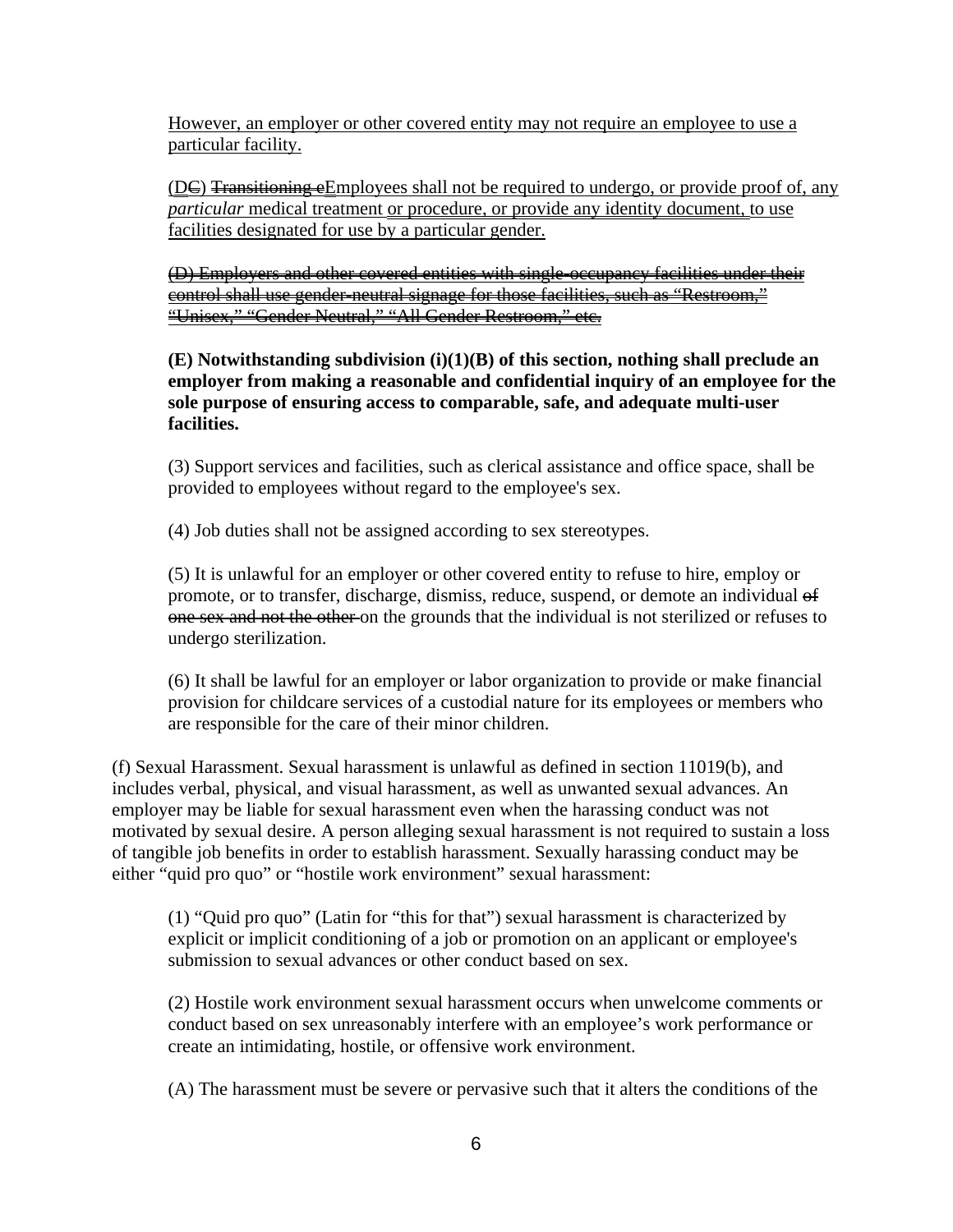However, an employer or other covered entity may not require an employee to use a particular facility.

(D~~C~~) ~~Transitioning e~~Employees shall not be required to undergo, or provide proof of, any *particular* medical treatment or procedure, or provide any identity document, to use facilities designated for use by a particular gender.

~~(D) Employers and other covered entities with single-occupancy facilities under their control shall use gender-neutral signage for those facilities, such as "Restroom," "Unisex," "Gender Neutral," "All Gender Restroom," etc.~~

**(E) Notwithstanding subdivision (i)(1)(B) of this section, nothing shall preclude an employer from making a reasonable and confidential inquiry of an employee for the sole purpose of ensuring access to comparable, safe, and adequate multi-user facilities.**

(3) Support services and facilities, such as clerical assistance and office space, shall be provided to employees without regard to the employee's sex.

(4) Job duties shall not be assigned according to sex stereotypes.

(5) It is unlawful for an employer or other covered entity to refuse to hire, employ or promote, or to transfer, discharge, dismiss, reduce, suspend, or demote an individual ~~of one sex and not the other~~ on the grounds that the individual is not sterilized or refuses to undergo sterilization.

(6) It shall be lawful for an employer or labor organization to provide or make financial provision for childcare services of a custodial nature for its employees or members who are responsible for the care of their minor children.

(f) Sexual Harassment. Sexual harassment is unlawful as defined in section 11019(b), and includes verbal, physical, and visual harassment, as well as unwanted sexual advances. An employer may be liable for sexual harassment even when the harassing conduct was not motivated by sexual desire. A person alleging sexual harassment is not required to sustain a loss of tangible job benefits in order to establish harassment. Sexually harassing conduct may be either "quid pro quo" or "hostile work environment" sexual harassment:

(1) "Quid pro quo" (Latin for "this for that") sexual harassment is characterized by explicit or implicit conditioning of a job or promotion on an applicant or employee's submission to sexual advances or other conduct based on sex.

(2) Hostile work environment sexual harassment occurs when unwelcome comments or conduct based on sex unreasonably interfere with an employee's work performance or create an intimidating, hostile, or offensive work environment.

(A) The harassment must be severe or pervasive such that it alters the conditions of the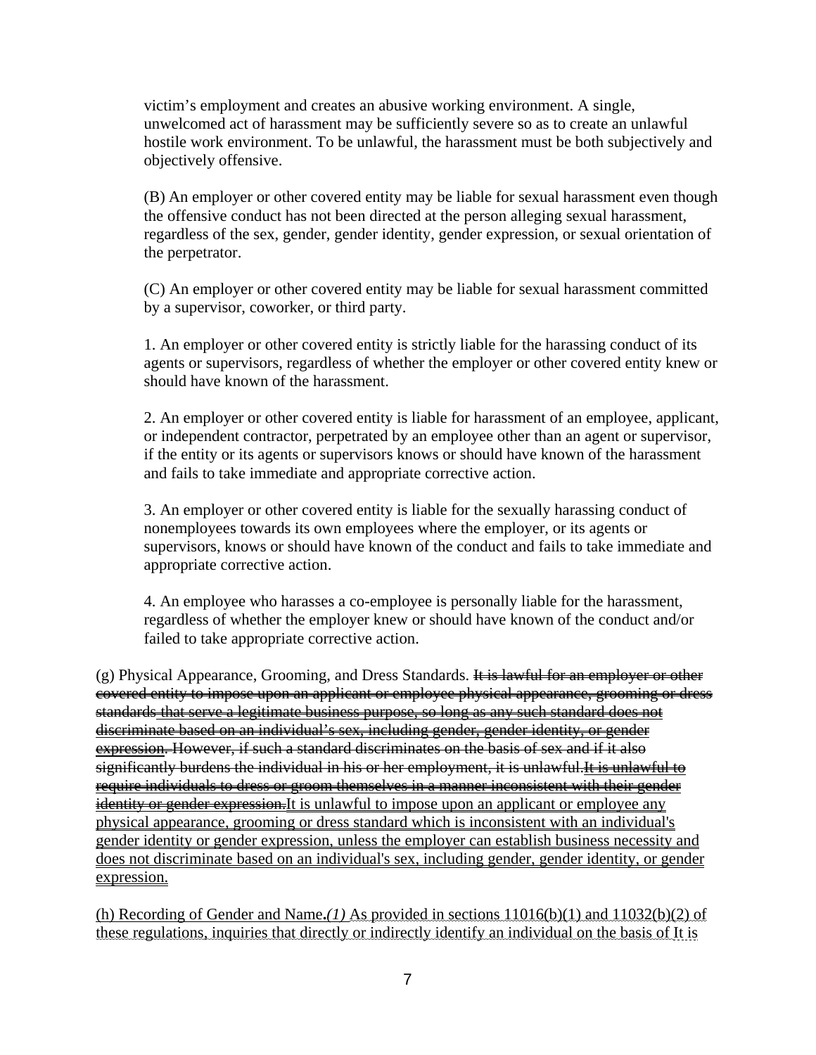victim's employment and creates an abusive working environment. A single, unwelcomed act of harassment may be sufficiently severe so as to create an unlawful hostile work environment. To be unlawful, the harassment must be both subjectively and objectively offensive.

(B) An employer or other covered entity may be liable for sexual harassment even though the offensive conduct has not been directed at the person alleging sexual harassment, regardless of the sex, gender, gender identity, gender expression, or sexual orientation of the perpetrator.

(C) An employer or other covered entity may be liable for sexual harassment committed by a supervisor, coworker, or third party.

1. An employer or other covered entity is strictly liable for the harassing conduct of its agents or supervisors, regardless of whether the employer or other covered entity knew or should have known of the harassment.

2. An employer or other covered entity is liable for harassment of an employee, applicant, or independent contractor, perpetrated by an employee other than an agent or supervisor, if the entity or its agents or supervisors knows or should have known of the harassment and fails to take immediate and appropriate corrective action.

3. An employer or other covered entity is liable for the sexually harassing conduct of nonemployees towards its own employees where the employer, or its agents or supervisors, knows or should have known of the conduct and fails to take immediate and appropriate corrective action.

4. An employee who harasses a co-employee is personally liable for the harassment, regardless of whether the employer knew or should have known of the conduct and/or failed to take appropriate corrective action.

(g) Physical Appearance, Grooming, and Dress Standards. ~~It is lawful for an employer or other covered entity to impose upon an applicant or employee physical appearance, grooming or dress standards that serve a legitimate business purpose, so long as any such standard does not discriminate based on an individual's sex, including gender, gender identity, or gender expression. However, if such a standard discriminates on the basis of sex and if it also significantly burdens the individual in his or her employment, it is unlawful.~~~~It is unlawful to require individuals to dress or groom themselves in a manner inconsistent with their gender identity or gender expression.~~It is unlawful to impose upon an applicant or employee any physical appearance, grooming or dress standard which is inconsistent with an individual's gender identity or gender expression, unless the employer can establish business necessity and does not discriminate based on an individual's sex, including gender, gender identity, or gender expression.

(h) Recording of Gender and Name.*(1)* As provided in sections 11016(b)(1) and 11032(b)(2) of these regulations, inquiries that directly or indirectly identify an individual on the basis of It is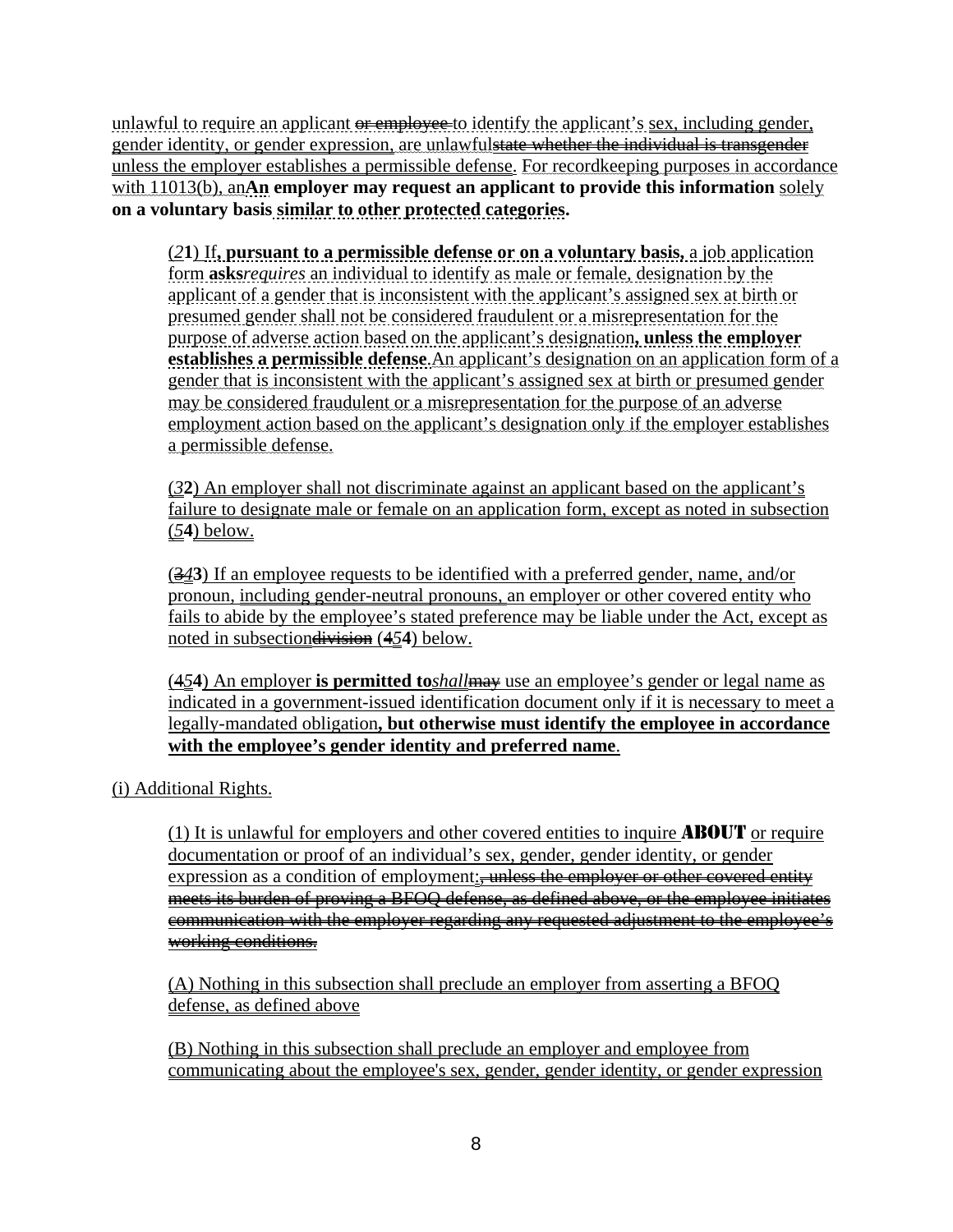unlawful to require an applicant ~~or employee~~ to identify the applicant's sex, including gender, gender identity, or gender expression, are unlawful~~state whether the individual is transgender~~ unless the employer establishes a permissible defense. For recordkeeping purposes in accordance with 11013(b), an**An employer may request an applicant to provide this information** solely **on a voluntary basis similar to other protected categories.**

> (*2***1**) If**, pursuant to a permissible defense or on a voluntary basis,** a job application form **asks***requires* an individual to identify as male or female, designation by the applicant of a gender that is inconsistent with the applicant's assigned sex at birth or presumed gender shall not be considered fraudulent or a misrepresentation for the purpose of adverse action based on the applicant's designation**, unless the employer establishes a permissible defense**.An applicant's designation on an application form of a gender that is inconsistent with the applicant's assigned sex at birth or presumed gender may be considered fraudulent or a misrepresentation for the purpose of an adverse employment action based on the applicant's designation only if the employer establishes a permissible defense.
>
> (*3***2**) An employer shall not discriminate against an applicant based on the applicant's failure to designate male or female on an application form, except as noted in subsection (*5***4**) below.
>
> (~~3~~*4***3**) If an employee requests to be identified with a preferred gender, name, and/or pronoun, including gender-neutral pronouns, an employer or other covered entity who fails to abide by the employee's stated preference may be liable under the Act, except as noted in subsection~~division~~ (~~4~~*5***4**) below.
>
> (~~4~~*5***4**) An employer **is permitted to***shall*~~may~~ use an employee's gender or legal name as indicated in a government-issued identification document only if it is necessary to meet a legally-mandated obligation**, but otherwise must identify the employee in accordance with the employee's gender identity and preferred name**.

(i) Additional Rights.

> (1) It is unlawful for employers and other covered entities to inquire ABOUT or require documentation or proof of an individual's sex, gender, gender identity, or gender expression as a condition of employment;~~, unless the employer or other covered entity meets its burden of proving a BFOQ defense, as defined above, or the employee initiates communication with the employer regarding any requested adjustment to the employee's working conditions.~~
>
> (A) Nothing in this subsection shall preclude an employer from asserting a BFOQ defense, as defined above
>
> (B) Nothing in this subsection shall preclude an employer and employee from communicating about the employee's sex, gender, gender identity, or gender expression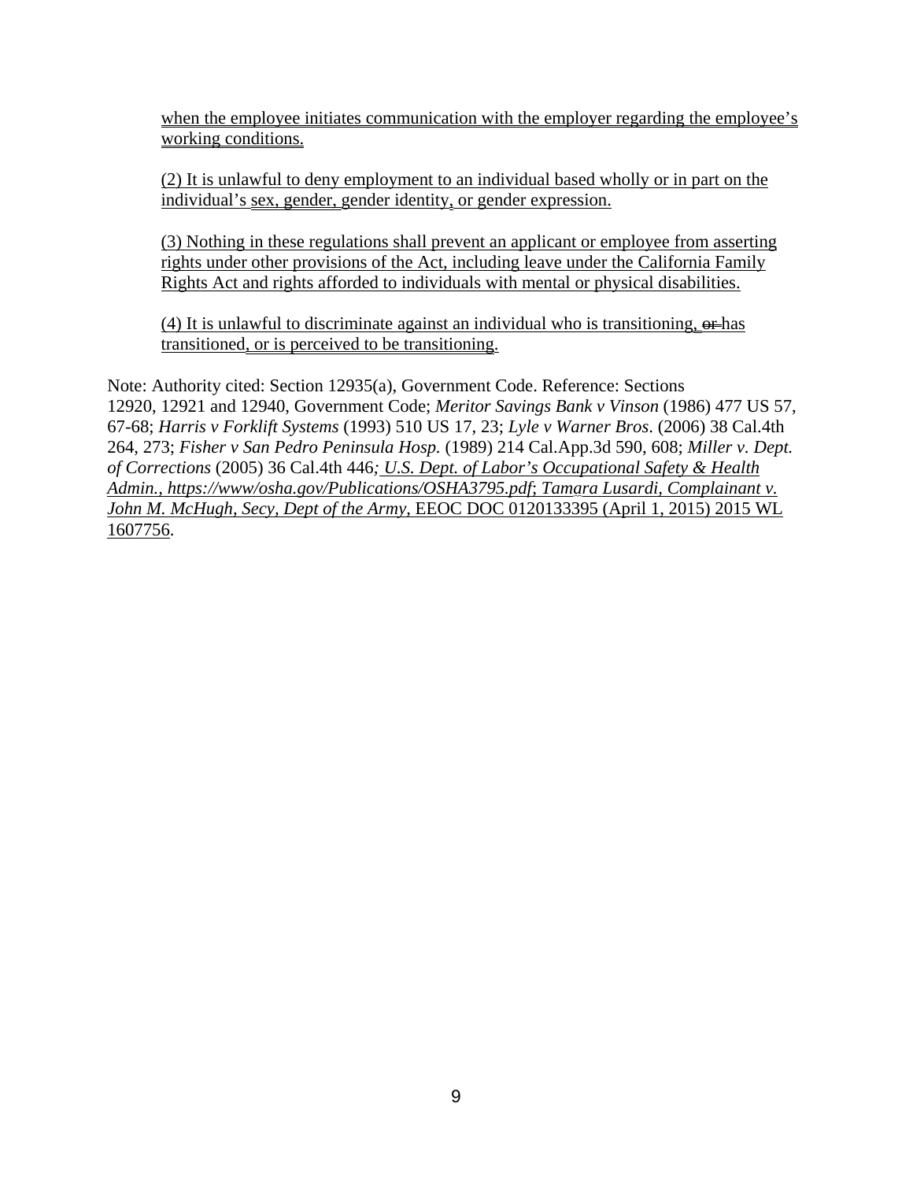when the employee initiates communication with the employer regarding the employee's working conditions.

(2) It is unlawful to deny employment to an individual based wholly or in part on the individual's sex, gender, gender identity, or gender expression.

(3) Nothing in these regulations shall prevent an applicant or employee from asserting rights under other provisions of the Act, including leave under the California Family Rights Act and rights afforded to individuals with mental or physical disabilities.

(4) It is unlawful to discriminate against an individual who is transitioning, ~~or~~ has transitioned, or is perceived to be transitioning.

Note: Authority cited: Section 12935(a), Government Code. Reference: Sections 12920, 12921 and 12940, Government Code; *Meritor Savings Bank v Vinson* (1986) 477 US 57, 67-68; *Harris v Forklift Systems* (1993) 510 US 17, 23; *Lyle v Warner Bros*. (2006) 38 Cal.4th 264, 273; *Fisher v San Pedro Peninsula Hosp.* (1989) 214 Cal.App.3d 590, 608; *Miller v. Dept. of Corrections* (2005) 36 Cal.4th 446*; U.S. Dept. of Labor's Occupational Safety & Health Admin., https://www/osha.gov/Publications/OSHA3795.pdf*; *Tamara Lusardi, Complainant v. John M. McHugh, Secy, Dept of the Army*, EEOC DOC 0120133395 (April 1, 2015) 2015 WL 1607756.